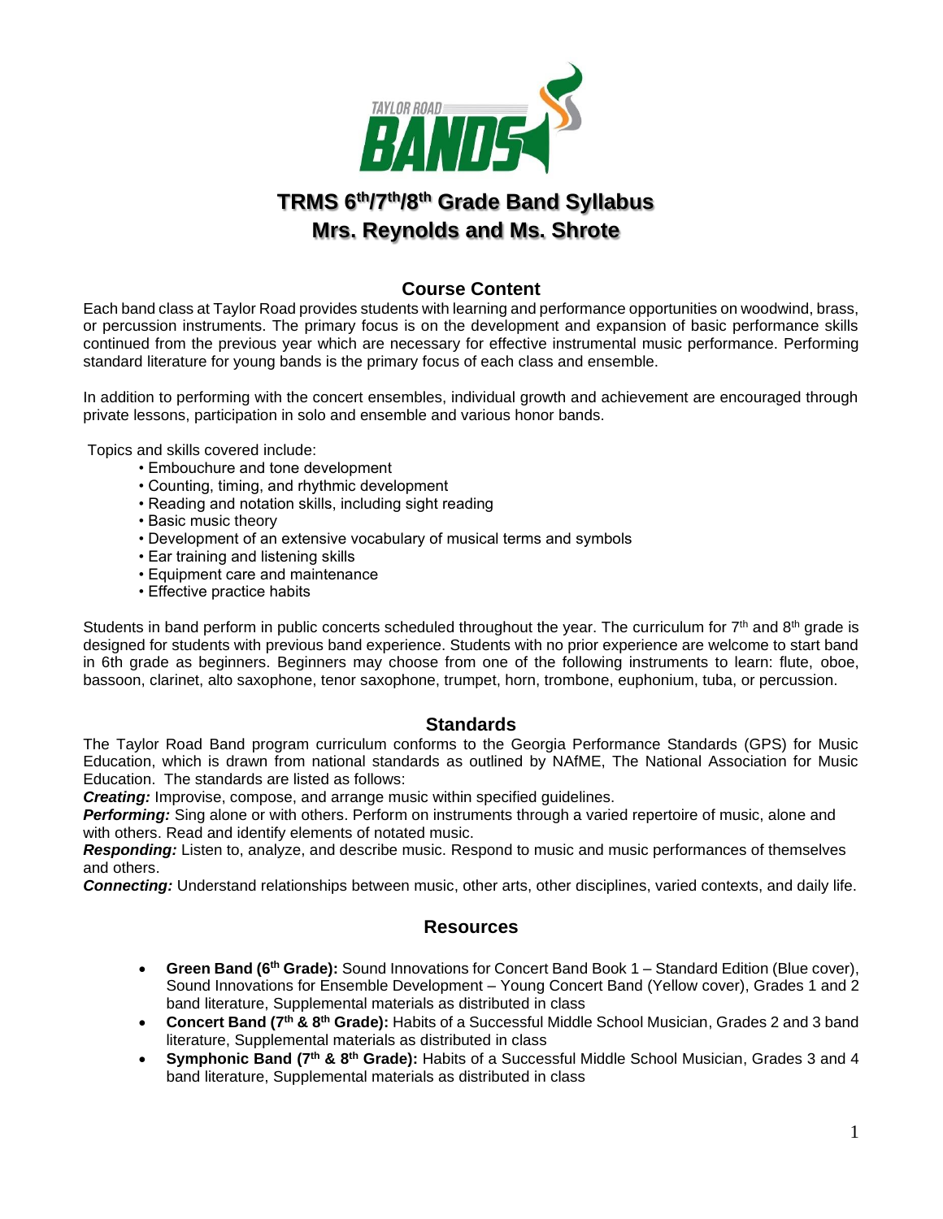# TRMS 6th/7th/8th Grade Band Syllabus
## Mrs. Reynolds and Ms. Shrote

### Course Content

Each band class at Taylor Road provides students with learning and performance opportunities on woodwind, brass, or percussion instruments. The primary focus is on the development and expansion of basic performance skills continued from the previous year which are necessary for effective instrumental music performance. Performing standard literature for young bands is the primary focus of each class and ensemble.

In addition to performing with the concert ensembles, individual growth and achievement are encouraged through private lessons, participation in solo and ensemble and various honor bands.

Topics and skills covered include:

- Embouchure and tone development
- Counting, timing, and rhythmic development
- Reading and notation skills, including sight reading
- Basic music theory
- Development of an extensive vocabulary of musical terms and symbols
- Ear training and listening skills
- Equipment care and maintenance
- Effective practice habits

Students in band perform in public concerts scheduled throughout the year. The curriculum for 7th and 8th grade is designed for students with previous band experience. Students with no prior experience are welcome to start band in 6th grade as beginners. Beginners may choose from one of the following instruments to learn: flute, oboe, bassoon, clarinet, alto saxophone, tenor saxophone, trumpet, horn, trombone, euphonium, tuba, or percussion.

### Standards

The Taylor Road Band program curriculum conforms to the Georgia Performance Standards (GPS) for Music Education, which is drawn from national standards as outlined by NAfME, The National Association for Music Education. The standards are listed as follows:

***Creating:*** Improvise, compose, and arrange music within specified guidelines.

***Performing:*** Sing alone or with others. Perform on instruments through a varied repertoire of music, alone and with others. Read and identify elements of notated music.

***Responding:*** Listen to, analyze, and describe music. Respond to music and music performances of themselves and others.

***Connecting:*** Understand relationships between music, other arts, other disciplines, varied contexts, and daily life.

### Resources

- **Green Band (6th Grade):** Sound Innovations for Concert Band Book 1 – Standard Edition (Blue cover), Sound Innovations for Ensemble Development – Young Concert Band (Yellow cover), Grades 1 and 2 band literature, Supplemental materials as distributed in class
- **Concert Band (7th & 8th Grade):** Habits of a Successful Middle School Musician, Grades 2 and 3 band literature, Supplemental materials as distributed in class
- **Symphonic Band (7th & 8th Grade):** Habits of a Successful Middle School Musician, Grades 3 and 4 band literature, Supplemental materials as distributed in class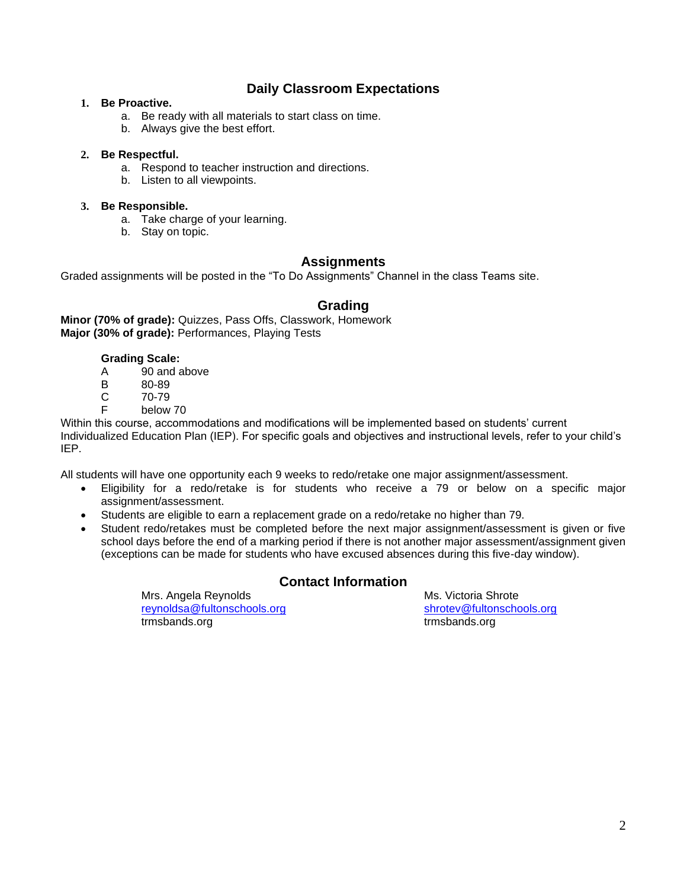## Daily Classroom Expectations

1. **Be Proactive.**
    a. Be ready with all materials to start class on time.
    b. Always give the best effort.

2. **Be Respectful.**
    a. Respond to teacher instruction and directions.
    b. Listen to all viewpoints.

3. **Be Responsible.**
    a. Take charge of your learning.
    b. Stay on topic.

## Assignments

Graded assignments will be posted in the "To Do Assignments" Channel in the class Teams site.

## Grading

**Minor (70% of grade):** Quizzes, Pass Offs, Classwork, Homework
**Major (30% of grade):** Performances, Playing Tests

**Grading Scale:**

| | |
|---|---|
| A | 90 and above |
| B | 80-89 |
| C | 70-79 |
| F | below 70 |

Within this course, accommodations and modifications will be implemented based on students' current Individualized Education Plan (IEP). For specific goals and objectives and instructional levels, refer to your child's IEP.

All students will have one opportunity each 9 weeks to redo/retake one major assignment/assessment.

- Eligibility for a redo/retake is for students who receive a 79 or below on a specific major assignment/assessment.
- Students are eligible to earn a replacement grade on a redo/retake no higher than 79.
- Student redo/retakes must be completed before the next major assignment/assessment is given or five school days before the end of a marking period if there is not another major assessment/assignment given (exceptions can be made for students who have excused absences during this five-day window).

## Contact Information

Mrs. Angela Reynolds
reynoldsa@fultonschools.org
trmsbands.org

Ms. Victoria Shrote
shrotev@fultonschools.org
trmsbands.org